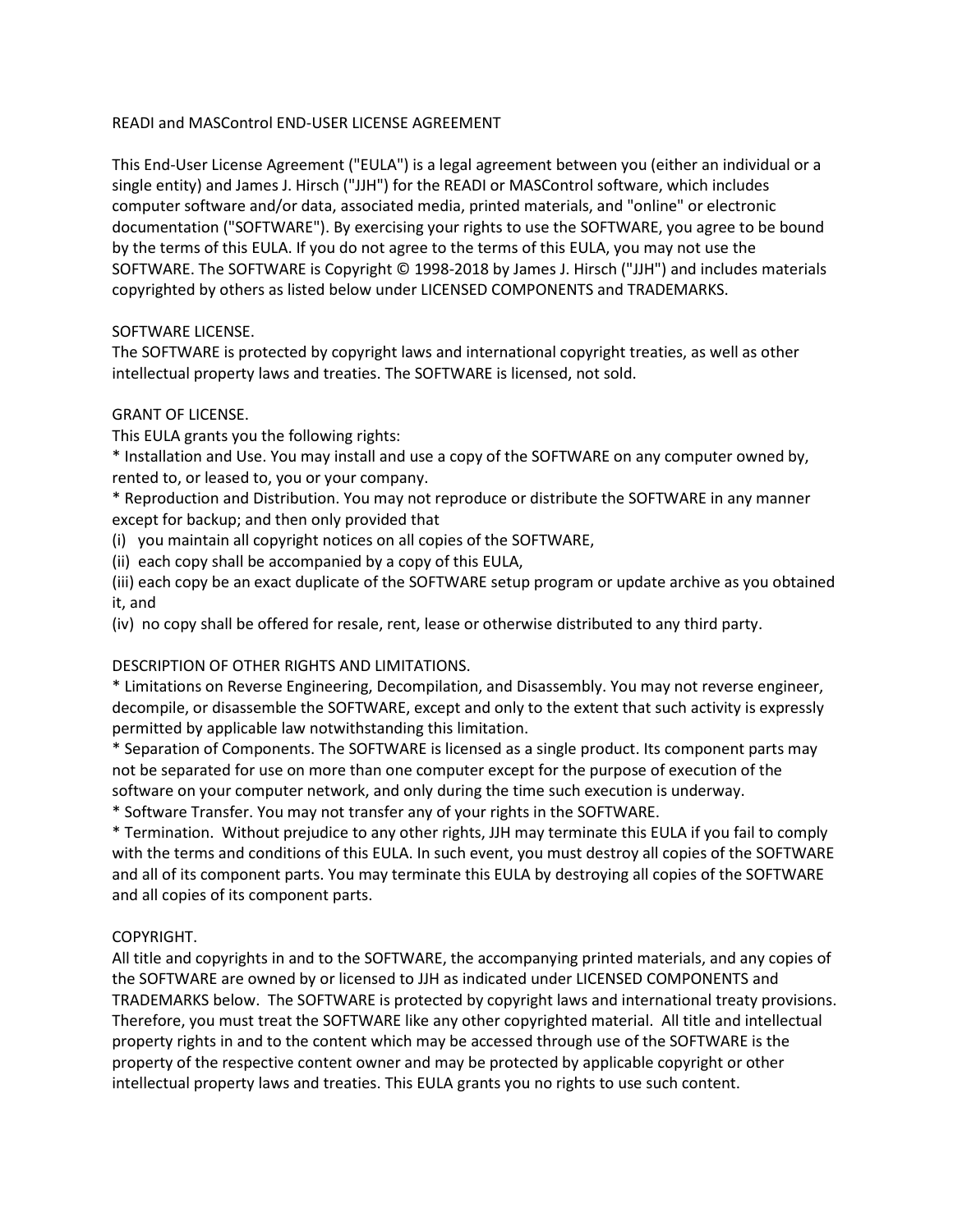# READI and MASControl END-USER LICENSE AGREEMENT

This End-User License Agreement ("EULA") is a legal agreement between you (either an individual or a single entity) and James J. Hirsch ("JJH") for the READI or MASControl software, which includes computer software and/or data, associated media, printed materials, and "online" or electronic documentation ("SOFTWARE"). By exercising your rights to use the SOFTWARE, you agree to be bound by the terms of this EULA. If you do not agree to the terms of this EULA, you may not use the SOFTWARE. The SOFTWARE is Copyright © 1998-2018 by James J. Hirsch ("JJH") and includes materials copyrighted by others as listed below under LICENSED COMPONENTS and TRADEMARKS.

## SOFTWARE LICENSE.

The SOFTWARE is protected by copyright laws and international copyright treaties, as well as other intellectual property laws and treaties. The SOFTWARE is licensed, not sold.

## GRANT OF LICENSE.

This EULA grants you the following rights:

* Installation and Use. You may install and use a copy of the SOFTWARE on any computer owned by, rented to, or leased to, you or your company.
* Reproduction and Distribution. You may not reproduce or distribute the SOFTWARE in any manner except for backup; and then only provided that

(i) you maintain all copyright notices on all copies of the SOFTWARE,
(ii) each copy shall be accompanied by a copy of this EULA,
(iii) each copy be an exact duplicate of the SOFTWARE setup program or update archive as you obtained it, and
(iv) no copy shall be offered for resale, rent, lease or otherwise distributed to any third party.

## DESCRIPTION OF OTHER RIGHTS AND LIMITATIONS.

* Limitations on Reverse Engineering, Decompilation, and Disassembly. You may not reverse engineer, decompile, or disassemble the SOFTWARE, except and only to the extent that such activity is expressly permitted by applicable law notwithstanding this limitation.
* Separation of Components. The SOFTWARE is licensed as a single product. Its component parts may not be separated for use on more than one computer except for the purpose of execution of the software on your computer network, and only during the time such execution is underway.
* Software Transfer. You may not transfer any of your rights in the SOFTWARE.
* Termination. Without prejudice to any other rights, JJH may terminate this EULA if you fail to comply with the terms and conditions of this EULA. In such event, you must destroy all copies of the SOFTWARE and all of its component parts. You may terminate this EULA by destroying all copies of the SOFTWARE and all copies of its component parts.

## COPYRIGHT.

All title and copyrights in and to the SOFTWARE, the accompanying printed materials, and any copies of the SOFTWARE are owned by or licensed to JJH as indicated under LICENSED COMPONENTS and TRADEMARKS below. The SOFTWARE is protected by copyright laws and international treaty provisions. Therefore, you must treat the SOFTWARE like any other copyrighted material. All title and intellectual property rights in and to the content which may be accessed through use of the SOFTWARE is the property of the respective content owner and may be protected by applicable copyright or other intellectual property laws and treaties. This EULA grants you no rights to use such content.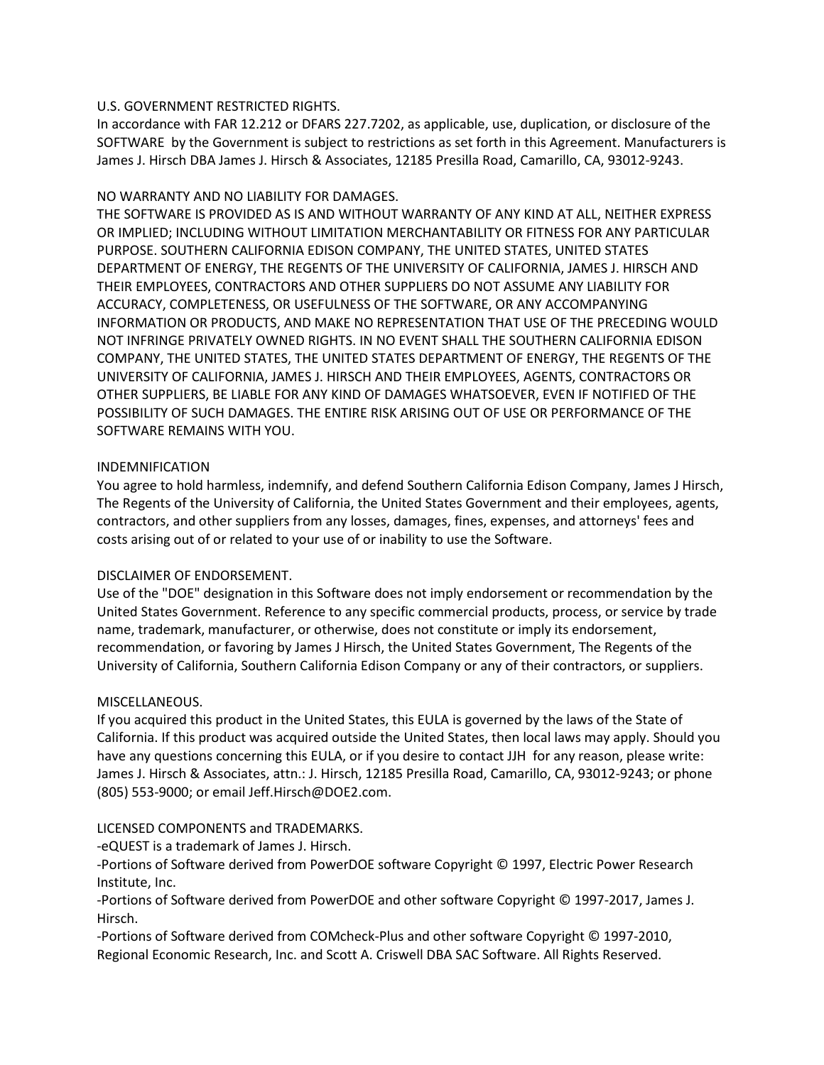## U.S. GOVERNMENT RESTRICTED RIGHTS.

In accordance with FAR 12.212 or DFARS 227.7202, as applicable, use, duplication, or disclosure of the SOFTWARE by the Government is subject to restrictions as set forth in this Agreement. Manufacturers is James J. Hirsch DBA James J. Hirsch & Associates, 12185 Presilla Road, Camarillo, CA, 93012-9243.

## NO WARRANTY AND NO LIABILITY FOR DAMAGES.

THE SOFTWARE IS PROVIDED AS IS AND WITHOUT WARRANTY OF ANY KIND AT ALL, NEITHER EXPRESS OR IMPLIED; INCLUDING WITHOUT LIMITATION MERCHANTABILITY OR FITNESS FOR ANY PARTICULAR PURPOSE. SOUTHERN CALIFORNIA EDISON COMPANY, THE UNITED STATES, UNITED STATES DEPARTMENT OF ENERGY, THE REGENTS OF THE UNIVERSITY OF CALIFORNIA, JAMES J. HIRSCH AND THEIR EMPLOYEES, CONTRACTORS AND OTHER SUPPLIERS DO NOT ASSUME ANY LIABILITY FOR ACCURACY, COMPLETENESS, OR USEFULNESS OF THE SOFTWARE, OR ANY ACCOMPANYING INFORMATION OR PRODUCTS, AND MAKE NO REPRESENTATION THAT USE OF THE PRECEDING WOULD NOT INFRINGE PRIVATELY OWNED RIGHTS. IN NO EVENT SHALL THE SOUTHERN CALIFORNIA EDISON COMPANY, THE UNITED STATES, THE UNITED STATES DEPARTMENT OF ENERGY, THE REGENTS OF THE UNIVERSITY OF CALIFORNIA, JAMES J. HIRSCH AND THEIR EMPLOYEES, AGENTS, CONTRACTORS OR OTHER SUPPLIERS, BE LIABLE FOR ANY KIND OF DAMAGES WHATSOEVER, EVEN IF NOTIFIED OF THE POSSIBILITY OF SUCH DAMAGES. THE ENTIRE RISK ARISING OUT OF USE OR PERFORMANCE OF THE SOFTWARE REMAINS WITH YOU.

## INDEMNIFICATION

You agree to hold harmless, indemnify, and defend Southern California Edison Company, James J Hirsch, The Regents of the University of California, the United States Government and their employees, agents, contractors, and other suppliers from any losses, damages, fines, expenses, and attorneys' fees and costs arising out of or related to your use of or inability to use the Software.

## DISCLAIMER OF ENDORSEMENT.

Use of the "DOE" designation in this Software does not imply endorsement or recommendation by the United States Government. Reference to any specific commercial products, process, or service by trade name, trademark, manufacturer, or otherwise, does not constitute or imply its endorsement, recommendation, or favoring by James J Hirsch, the United States Government, The Regents of the University of California, Southern California Edison Company or any of their contractors, or suppliers.

## MISCELLANEOUS.

If you acquired this product in the United States, this EULA is governed by the laws of the State of California. If this product was acquired outside the United States, then local laws may apply. Should you have any questions concerning this EULA, or if you desire to contact JJH for any reason, please write: James J. Hirsch & Associates, attn.: J. Hirsch, 12185 Presilla Road, Camarillo, CA, 93012-9243; or phone (805) 553-9000; or email Jeff.Hirsch@DOE2.com.

## LICENSED COMPONENTS and TRADEMARKS.

-eQUEST is a trademark of James J. Hirsch.

-Portions of Software derived from PowerDOE software Copyright © 1997, Electric Power Research Institute, Inc.

-Portions of Software derived from PowerDOE and other software Copyright © 1997-2017, James J. Hirsch.

-Portions of Software derived from COMcheck-Plus and other software Copyright © 1997-2010, Regional Economic Research, Inc. and Scott A. Criswell DBA SAC Software. All Rights Reserved.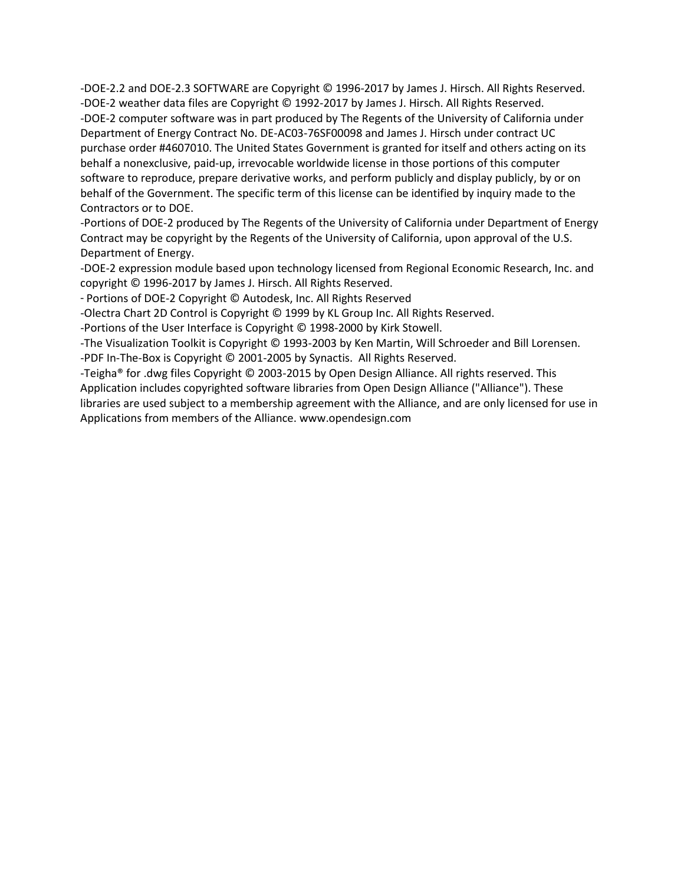-DOE-2.2 and DOE-2.3 SOFTWARE are Copyright © 1996-2017 by James J. Hirsch. All Rights Reserved.
-DOE-2 weather data files are Copyright © 1992-2017 by James J. Hirsch. All Rights Reserved.
-DOE-2 computer software was in part produced by The Regents of the University of California under Department of Energy Contract No. DE-AC03-76SF00098 and James J. Hirsch under contract UC purchase order #4607010. The United States Government is granted for itself and others acting on its behalf a nonexclusive, paid-up, irrevocable worldwide license in those portions of this computer software to reproduce, prepare derivative works, and perform publicly and display publicly, by or on behalf of the Government. The specific term of this license can be identified by inquiry made to the Contractors or to DOE.
-Portions of DOE-2 produced by The Regents of the University of California under Department of Energy Contract may be copyright by the Regents of the University of California, upon approval of the U.S. Department of Energy.
-DOE-2 expression module based upon technology licensed from Regional Economic Research, Inc. and copyright © 1996-2017 by James J. Hirsch. All Rights Reserved.
- Portions of DOE-2 Copyright © Autodesk, Inc. All Rights Reserved
-Olectra Chart 2D Control is Copyright © 1999 by KL Group Inc. All Rights Reserved.
-Portions of the User Interface is Copyright © 1998-2000 by Kirk Stowell.
-The Visualization Toolkit is Copyright © 1993-2003 by Ken Martin, Will Schroeder and Bill Lorensen.
-PDF In-The-Box is Copyright © 2001-2005 by Synactis. All Rights Reserved.
-Teigha® for .dwg files Copyright © 2003-2015 by Open Design Alliance. All rights reserved. This Application includes copyrighted software libraries from Open Design Alliance ("Alliance"). These libraries are used subject to a membership agreement with the Alliance, and are only licensed for use in Applications from members of the Alliance. www.opendesign.com